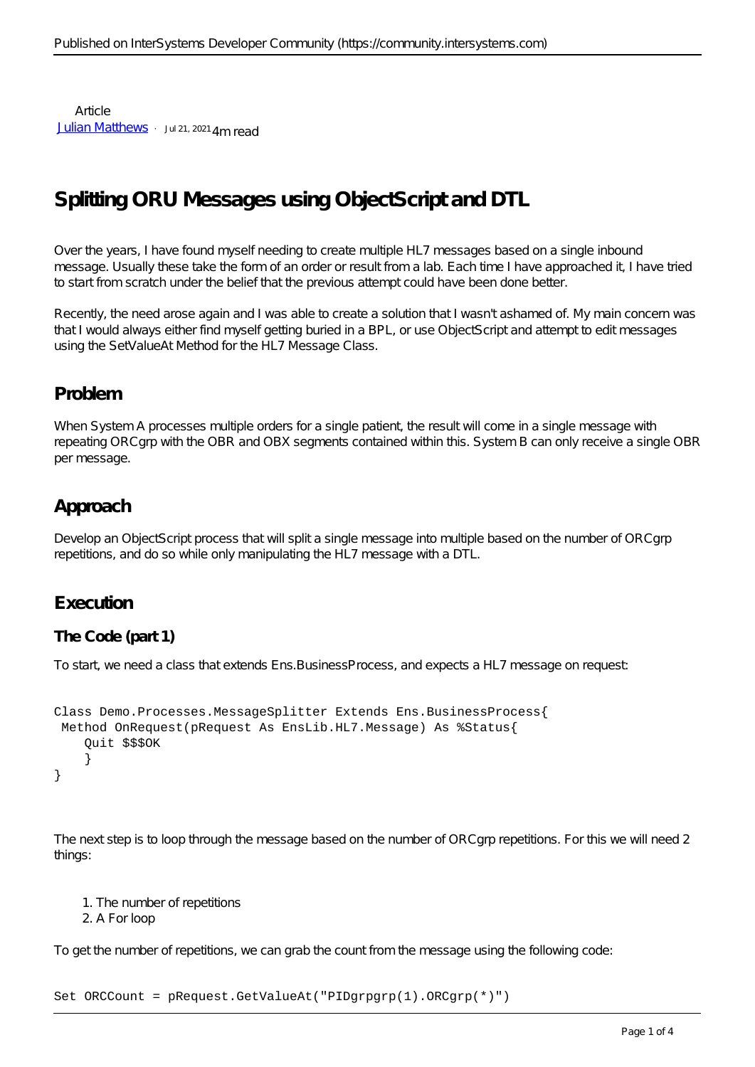Article
[Julian Matthews](https://community.intersystems.com) · Jul 21, 2021 4m read

# Splitting ORU Messages using ObjectScript and DTL

Over the years, I have found myself needing to create multiple HL7 messages based on a single inbound message. Usually these take the form of an order or result from a lab. Each time I have approached it, I have tried to start from scratch under the belief that the previous attempt could have been done better.

Recently, the need arose again and I was able to create a solution that I wasn't ashamed of. My main concern was that I would always either find myself getting buried in a BPL, or use ObjectScript and attempt to edit messages using the SetValueAt Method for the HL7 Message Class.

## Problem

When System A processes multiple orders for a single patient, the result will come in a single message with repeating ORCgrp with the OBR and OBX segments contained within this. System B can only receive a single OBR per message.

## Approach

Develop an ObjectScript process that will split a single message into multiple based on the number of ORCgrp repetitions, and do so while only manipulating the HL7 message with a DTL.

## Execution

### The Code (part 1)

To start, we need a class that extends Ens.BusinessProcess, and expects a HL7 message on request:

```
Class Demo.Processes.MessageSplitter Extends Ens.BusinessProcess{
 Method OnRequest(pRequest As EnsLib.HL7.Message) As %Status{
    Quit $$$OK
    }
}
```

The next step is to loop through the message based on the number of ORCgrp repetitions. For this we will need 2 things:

1. The number of repetitions
2. A For loop

To get the number of repetitions, we can grab the count from the message using the following code:

```
Set ORCCount = pRequest.GetValueAt("PIDgrpgrp(1).ORCgrp(*)")
```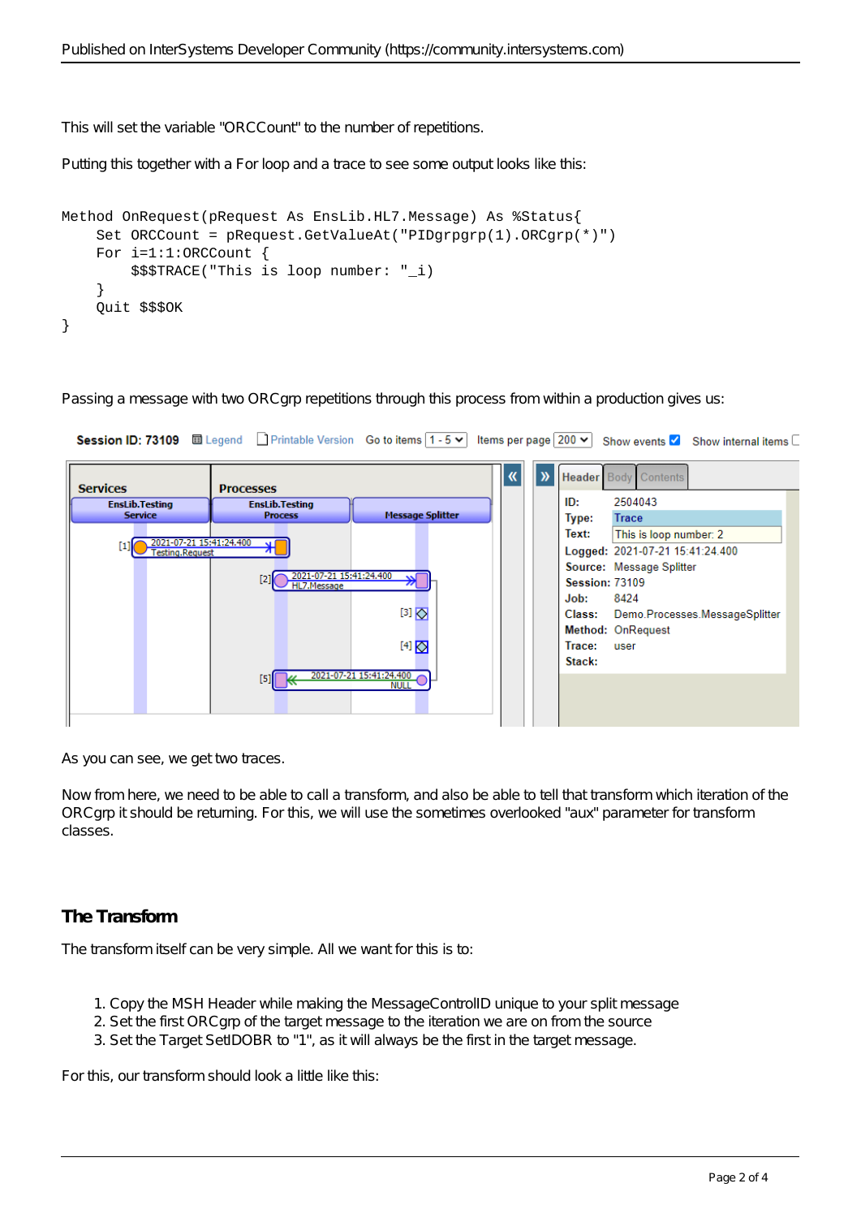This will set the variable "ORCCount" to the number of repetitions.

Putting this together with a For loop and a trace to see some output looks like this:

```
Method OnRequest(pRequest As EnsLib.HL7.Message) As %Status{
    Set ORCCount = pRequest.GetValueAt("PIDgrpgrp(1).ORCgrp(*)")
    For i=1:1:ORCCount {
        $$$TRACE("This is loop number: "_i)
    }
    Quit $$$OK
}
```

Passing a message with two ORCgrp repetitions through this process from within a production gives us:

As you can see, we get two traces.

Now from here, we need to be able to call a transform, and also be able to tell that transform which iteration of the ORCgrp it should be returning. For this, we will use the sometimes overlooked "aux" parameter for transform classes.

## The Transform

The transform itself can be very simple. All we want for this is to:

1. Copy the MSH Header while making the MessageControlID unique to your split message
2. Set the first ORCgrp of the target message to the iteration we are on from the source
3. Set the Target SetIDOBR to "1", as it will always be the first in the target message.

For this, our transform should look a little like this: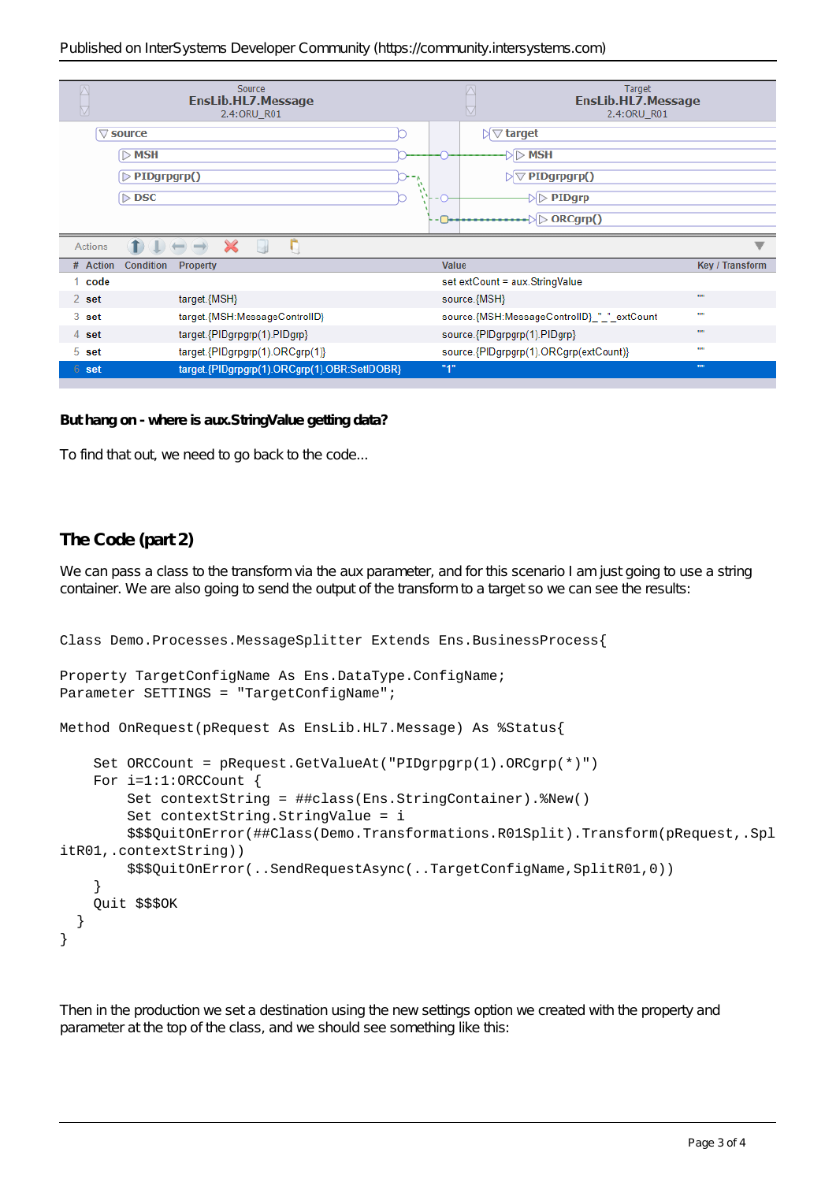| # | Action | Condition | Property | Value | Key / Transform |
|---|---|---|---|---|---|
| 1 | code | | | set extCount = aux.StringValue | |
| 2 | set | | target.{MSH} | source.{MSH} | "" |
| 3 | set | | target.{MSH:MessageControlID} | source.{MSH:MessageControlID}_"_"_extCount | "" |
| 4 | set | | target.{PIDgrpgrp(1).PIDgrp} | source.{PIDgrpgrp(1).PIDgrp} | "" |
| 5 | set | | target.{PIDgrpgrp(1).ORCgrp(1)} | source.{PIDgrpgrp(1).ORCgrp(extCount)} | "" |
| 6 | set | | target.{PIDgrpgrp(1).ORCgrp(1).OBR:SetIDOBR} | "1" | "" |

**But hang on - where is aux.StringValue getting data?**

To find that out, we need to go back to the code...

## The Code (part 2)

We can pass a class to the transform via the aux parameter, and for this scenario I am just going to use a string container. We are also going to send the output of the transform to a target so we can see the results:

```
Class Demo.Processes.MessageSplitter Extends Ens.BusinessProcess{

Property TargetConfigName As Ens.DataType.ConfigName;
Parameter SETTINGS = "TargetConfigName";

Method OnRequest(pRequest As EnsLib.HL7.Message) As %Status{

    Set ORCCount = pRequest.GetValueAt("PIDgrpgrp(1).ORCgrp(*)")
    For i=1:1:ORCCount {
        Set contextString = ##class(Ens.StringContainer).%New()
        Set contextString.StringValue = i
        $$$QuitOnError(##Class(Demo.Transformations.R01Split).Transform(pRequest,.SplitR01,.contextString))
        $$$QuitOnError(..SendRequestAsync(..TargetConfigName,SplitR01,0))
    }
    Quit $$$OK
  }
}
```

Then in the production we set a destination using the new settings option we created with the property and parameter at the top of the class, and we should see something like this: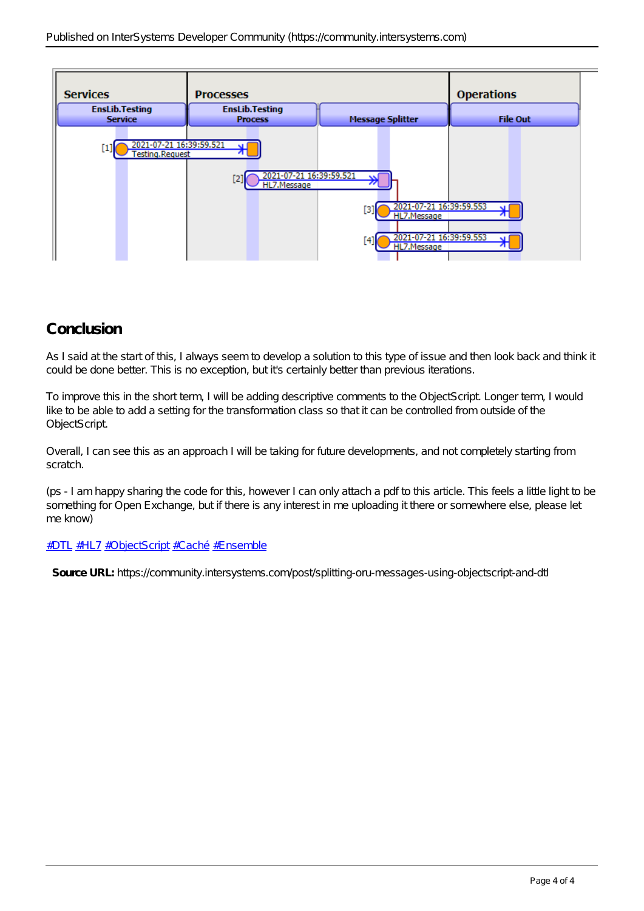Services

EnsLib.Testing Service

Processes

EnsLib.Testing Process

Message Splitter

Operations

File Out

[1] 2021-07-21 16:39:59.521 Testing.Request

[2] 2021-07-21 16:39:59.521 HL7.Message

[3] 2021-07-21 16:39:59.553 HL7.Message

[4] 2021-07-21 16:39:59.553 HL7.Message

## Conclusion

As I said at the start of this, I always seem to develop a solution to this type of issue and then look back and think it could be done better. This is no exception, but it's certainly better than previous iterations.

To improve this in the short term, I will be adding descriptive comments to the ObjectScript. Longer term, I would like to be able to add a setting for the transformation class so that it can be controlled from outside of the ObjectScript.

Overall, I can see this as an approach I will be taking for future developments, and not completely starting from scratch.

(ps - I am happy sharing the code for this, however I can only attach a pdf to this article. This feels a little light to be something for Open Exchange, but if there is any interest in me uploading it there or somewhere else, please let me know)

#DTL #HL7 #ObjectScript #Caché #Ensemble

**Source URL:** https://community.intersystems.com/post/splitting-oru-messages-using-objectscript-and-dtl